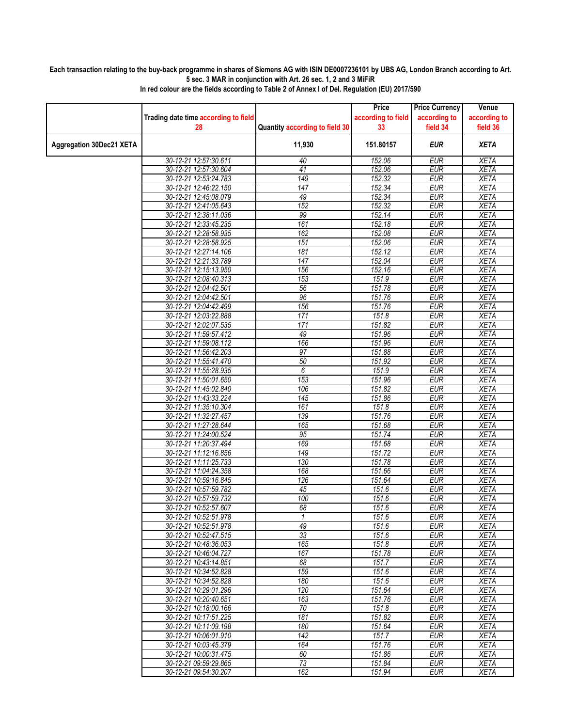**Each transaction relating to the buy-back programme in shares of Siemens AG with ISIN DE0007236101 by UBS AG, London Branch according to Art. 5 sec. 3 MAR in conjunction with Art. 26 sec. 1, 2 and 3 MiFiR**

**In red colour are the fields according to Table 2 of Annex I of Del. Regulation (EU) 2017/590**

| | Trading date time according to field 28 | Quantity according to field 30 | Price according to field 33 | Price Currency according to field 34 | Venue according to field 36 |
|---|---|---|---|---|---|
| **Aggregation 30Dec21 XETA** | | **11,930** | **151.80157** | ***EUR*** | ***XETA*** |
| | 30-12-21 12:57:30.611 | 40 | 152.06 | EUR | XETA |
| | 30-12-21 12:57:30.604 | 41 | 152.06 | EUR | XETA |
| | 30-12-21 12:53:24.783 | 149 | 152.32 | EUR | XETA |
| | 30-12-21 12:46:22.150 | 147 | 152.34 | EUR | XETA |
| | 30-12-21 12:45:08.079 | 49 | 152.34 | EUR | XETA |
| | 30-12-21 12:41:05.643 | 152 | 152.32 | EUR | XETA |
| | 30-12-21 12:38:11.036 | 99 | 152.14 | EUR | XETA |
| | 30-12-21 12:33:45.235 | 161 | 152.18 | EUR | XETA |
| | 30-12-21 12:28:58.935 | 162 | 152.08 | EUR | XETA |
| | 30-12-21 12:28:58.925 | 151 | 152.06 | EUR | XETA |
| | 30-12-21 12:27:14.106 | 181 | 152.12 | EUR | XETA |
| | 30-12-21 12:21:33.789 | 147 | 152.04 | EUR | XETA |
| | 30-12-21 12:15:13.950 | 156 | 152.16 | EUR | XETA |
| | 30-12-21 12:08:40.313 | 153 | 151.9 | EUR | XETA |
| | 30-12-21 12:04:42.501 | 56 | 151.78 | EUR | XETA |
| | 30-12-21 12:04:42.501 | 96 | 151.76 | EUR | XETA |
| | 30-12-21 12:04:42.499 | 156 | 151.76 | EUR | XETA |
| | 30-12-21 12:03:22.888 | 171 | 151.8 | EUR | XETA |
| | 30-12-21 12:02:07.535 | 171 | 151.82 | EUR | XETA |
| | 30-12-21 11:59:57.412 | 49 | 151.96 | EUR | XETA |
| | 30-12-21 11:59:08.112 | 166 | 151.96 | EUR | XETA |
| | 30-12-21 11:56:42.203 | 97 | 151.88 | EUR | XETA |
| | 30-12-21 11:55:41.470 | 50 | 151.92 | EUR | XETA |
| | 30-12-21 11:55:28.935 | 6 | 151.9 | EUR | XETA |
| | 30-12-21 11:50:01.650 | 153 | 151.96 | EUR | XETA |
| | 30-12-21 11:45:02.840 | 106 | 151.82 | EUR | XETA |
| | 30-12-21 11:43:33.224 | 145 | 151.86 | EUR | XETA |
| | 30-12-21 11:35:10.304 | 161 | 151.8 | EUR | XETA |
| | 30-12-21 11:32:27.457 | 139 | 151.76 | EUR | XETA |
| | 30-12-21 11:27:28.644 | 165 | 151.68 | EUR | XETA |
| | 30-12-21 11:24:00.524 | 95 | 151.74 | EUR | XETA |
| | 30-12-21 11:20:37.494 | 169 | 151.68 | EUR | XETA |
| | 30-12-21 11:12:16.856 | 149 | 151.72 | EUR | XETA |
| | 30-12-21 11:11:25.733 | 130 | 151.78 | EUR | XETA |
| | 30-12-21 11:04:24.358 | 168 | 151.66 | EUR | XETA |
| | 30-12-21 10:59:16.845 | 126 | 151.64 | EUR | XETA |
| | 30-12-21 10:57:59.782 | 45 | 151.6 | EUR | XETA |
| | 30-12-21 10:57:59.732 | 100 | 151.6 | EUR | XETA |
| | 30-12-21 10:52:57.607 | 68 | 151.6 | EUR | XETA |
| | 30-12-21 10:52:51.978 | 1 | 151.6 | EUR | XETA |
| | 30-12-21 10:52:51.978 | 49 | 151.6 | EUR | XETA |
| | 30-12-21 10:52:47.515 | 33 | 151.6 | EUR | XETA |
| | 30-12-21 10:48:36.053 | 165 | 151.8 | EUR | XETA |
| | 30-12-21 10:46:04.727 | 167 | 151.78 | EUR | XETA |
| | 30-12-21 10:43:14.851 | 68 | 151.7 | EUR | XETA |
| | 30-12-21 10:34:52.828 | 159 | 151.6 | EUR | XETA |
| | 30-12-21 10:34:52.828 | 180 | 151.6 | EUR | XETA |
| | 30-12-21 10:29:01.296 | 120 | 151.64 | EUR | XETA |
| | 30-12-21 10:20:40.651 | 163 | 151.76 | EUR | XETA |
| | 30-12-21 10:18:00.166 | 70 | 151.8 | EUR | XETA |
| | 30-12-21 10:17:51.225 | 181 | 151.82 | EUR | XETA |
| | 30-12-21 10:11:09.198 | 180 | 151.64 | EUR | XETA |
| | 30-12-21 10:06:01.910 | 142 | 151.7 | EUR | XETA |
| | 30-12-21 10:03:45.379 | 164 | 151.76 | EUR | XETA |
| | 30-12-21 10:00:31.475 | 60 | 151.86 | EUR | XETA |
| | 30-12-21 09:59:29.865 | 73 | 151.84 | EUR | XETA |
| | 30-12-21 09:54:30.207 | 162 | 151.94 | EUR | XETA |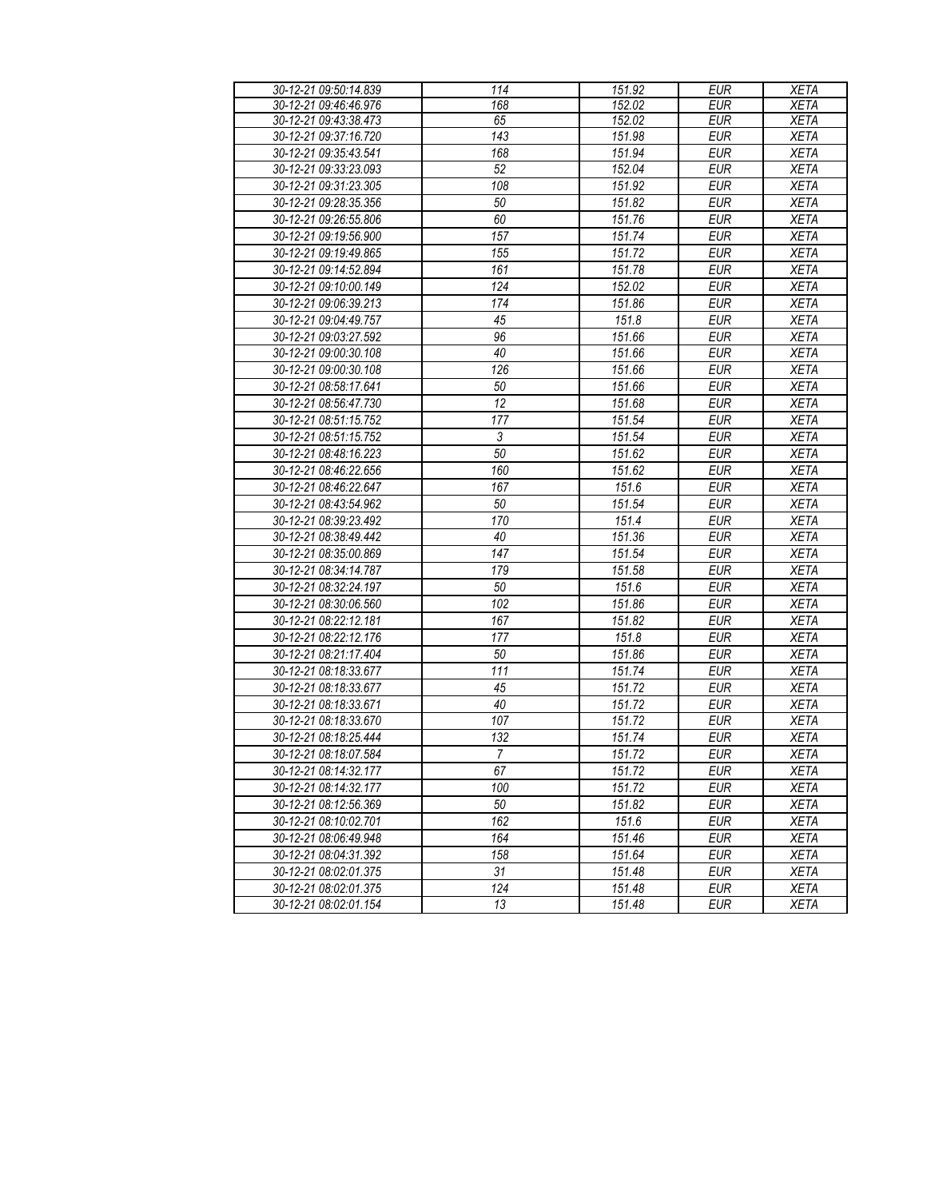| 30-12-21 09:50:14.839 | 114 | 151.92 | EUR | XETA |
|---|---|---|---|---|
| 30-12-21 09:46:46.976 | 168 | 152.02 | EUR | XETA |
| 30-12-21 09:43:38.473 | 65 | 152.02 | EUR | XETA |
| 30-12-21 09:37:16.720 | 143 | 151.98 | EUR | XETA |
| 30-12-21 09:35:43.541 | 168 | 151.94 | EUR | XETA |
| 30-12-21 09:33:23.093 | 52 | 152.04 | EUR | XETA |
| 30-12-21 09:31:23.305 | 108 | 151.92 | EUR | XETA |
| 30-12-21 09:28:35.356 | 50 | 151.82 | EUR | XETA |
| 30-12-21 09:26:55.806 | 60 | 151.76 | EUR | XETA |
| 30-12-21 09:19:56.900 | 157 | 151.74 | EUR | XETA |
| 30-12-21 09:19:49.865 | 155 | 151.72 | EUR | XETA |
| 30-12-21 09:14:52.894 | 161 | 151.78 | EUR | XETA |
| 30-12-21 09:10:00.149 | 124 | 152.02 | EUR | XETA |
| 30-12-21 09:06:39.213 | 174 | 151.86 | EUR | XETA |
| 30-12-21 09:04:49.757 | 45 | 151.8 | EUR | XETA |
| 30-12-21 09:03:27.592 | 96 | 151.66 | EUR | XETA |
| 30-12-21 09:00:30.108 | 40 | 151.66 | EUR | XETA |
| 30-12-21 09:00:30.108 | 126 | 151.66 | EUR | XETA |
| 30-12-21 08:58:17.641 | 50 | 151.66 | EUR | XETA |
| 30-12-21 08:56:47.730 | 12 | 151.68 | EUR | XETA |
| 30-12-21 08:51:15.752 | 177 | 151.54 | EUR | XETA |
| 30-12-21 08:51:15.752 | 3 | 151.54 | EUR | XETA |
| 30-12-21 08:48:16.223 | 50 | 151.62 | EUR | XETA |
| 30-12-21 08:46:22.656 | 160 | 151.62 | EUR | XETA |
| 30-12-21 08:46:22.647 | 167 | 151.6 | EUR | XETA |
| 30-12-21 08:43:54.962 | 50 | 151.54 | EUR | XETA |
| 30-12-21 08:39:23.492 | 170 | 151.4 | EUR | XETA |
| 30-12-21 08:38:49.442 | 40 | 151.36 | EUR | XETA |
| 30-12-21 08:35:00.869 | 147 | 151.54 | EUR | XETA |
| 30-12-21 08:34:14.787 | 179 | 151.58 | EUR | XETA |
| 30-12-21 08:32:24.197 | 50 | 151.6 | EUR | XETA |
| 30-12-21 08:30:06.560 | 102 | 151.86 | EUR | XETA |
| 30-12-21 08:22:12.181 | 167 | 151.82 | EUR | XETA |
| 30-12-21 08:22:12.176 | 177 | 151.8 | EUR | XETA |
| 30-12-21 08:21:17.404 | 50 | 151.86 | EUR | XETA |
| 30-12-21 08:18:33.677 | 111 | 151.74 | EUR | XETA |
| 30-12-21 08:18:33.677 | 45 | 151.72 | EUR | XETA |
| 30-12-21 08:18:33.671 | 40 | 151.72 | EUR | XETA |
| 30-12-21 08:18:33.670 | 107 | 151.72 | EUR | XETA |
| 30-12-21 08:18:25.444 | 132 | 151.74 | EUR | XETA |
| 30-12-21 08:18:07.584 | 7 | 151.72 | EUR | XETA |
| 30-12-21 08:14:32.177 | 67 | 151.72 | EUR | XETA |
| 30-12-21 08:14:32.177 | 100 | 151.72 | EUR | XETA |
| 30-12-21 08:12:56.369 | 50 | 151.82 | EUR | XETA |
| 30-12-21 08:10:02.701 | 162 | 151.6 | EUR | XETA |
| 30-12-21 08:06:49.948 | 164 | 151.46 | EUR | XETA |
| 30-12-21 08:04:31.392 | 158 | 151.64 | EUR | XETA |
| 30-12-21 08:02:01.375 | 31 | 151.48 | EUR | XETA |
| 30-12-21 08:02:01.375 | 124 | 151.48 | EUR | XETA |
| 30-12-21 08:02:01.154 | 13 | 151.48 | EUR | XETA |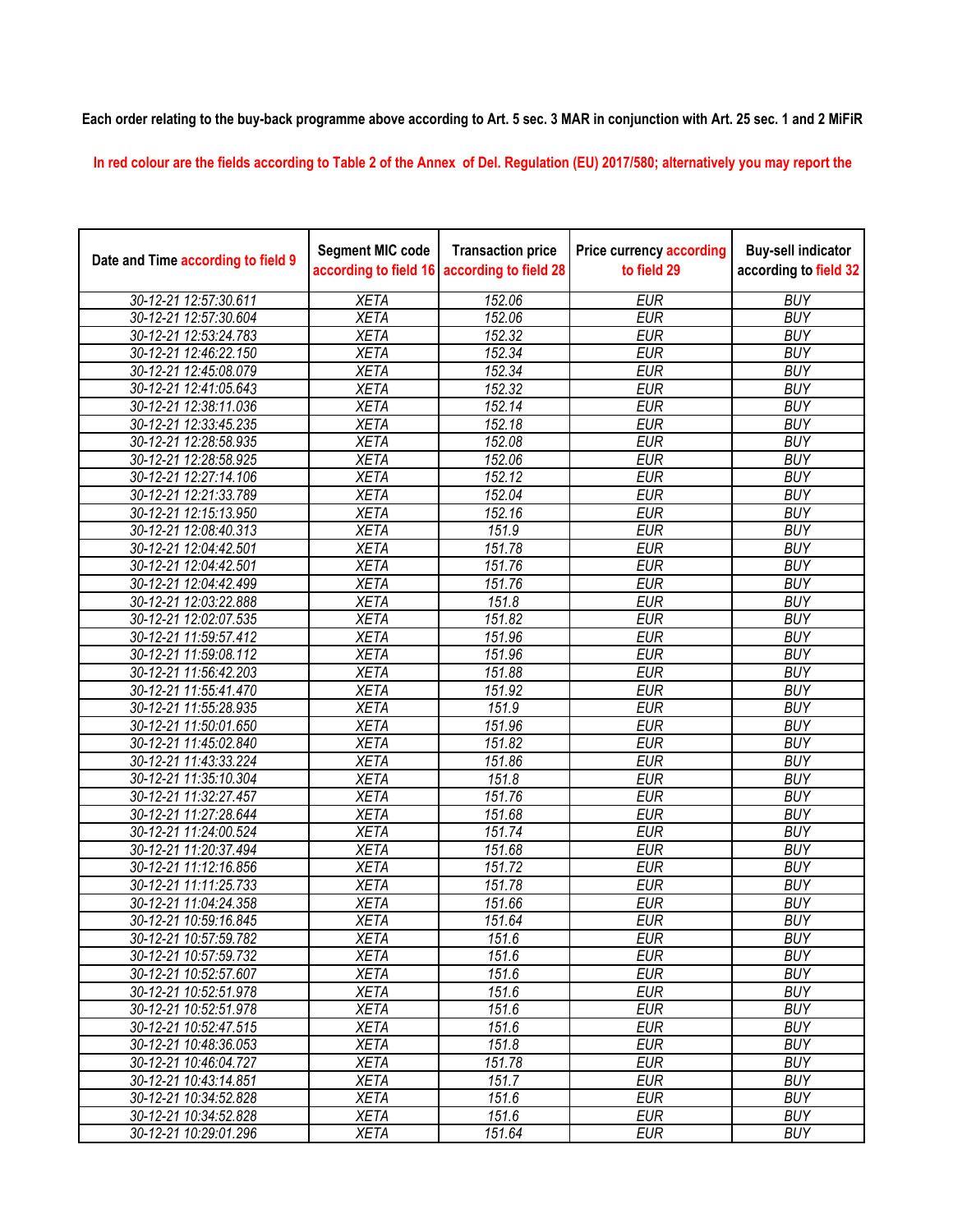**Each order relating to the buy-back programme above according to Art. 5 sec. 3 MAR in conjunction with Art. 25 sec. 1 and 2 MiFiR**

**In red colour are the fields according to Table 2 of the Annex of Del. Regulation (EU) 2017/580; alternatively you may report the**

| Date and Time according to field 9 | Segment MIC code according to field 16 | Transaction price according to field 28 | Price currency according to field 29 | Buy-sell indicator according to field 32 |
|---|---|---|---|---|
| 30-12-21 12:57:30.611 | XETA | 152.06 | EUR | BUY |
| 30-12-21 12:57:30.604 | XETA | 152.06 | EUR | BUY |
| 30-12-21 12:53:24.783 | XETA | 152.32 | EUR | BUY |
| 30-12-21 12:46:22.150 | XETA | 152.34 | EUR | BUY |
| 30-12-21 12:45:08.079 | XETA | 152.34 | EUR | BUY |
| 30-12-21 12:41:05.643 | XETA | 152.32 | EUR | BUY |
| 30-12-21 12:38:11.036 | XETA | 152.14 | EUR | BUY |
| 30-12-21 12:33:45.235 | XETA | 152.18 | EUR | BUY |
| 30-12-21 12:28:58.935 | XETA | 152.08 | EUR | BUY |
| 30-12-21 12:28:58.925 | XETA | 152.06 | EUR | BUY |
| 30-12-21 12:27:14.106 | XETA | 152.12 | EUR | BUY |
| 30-12-21 12:21:33.789 | XETA | 152.04 | EUR | BUY |
| 30-12-21 12:15:13.950 | XETA | 152.16 | EUR | BUY |
| 30-12-21 12:08:40.313 | XETA | 151.9 | EUR | BUY |
| 30-12-21 12:04:42.501 | XETA | 151.78 | EUR | BUY |
| 30-12-21 12:04:42.501 | XETA | 151.76 | EUR | BUY |
| 30-12-21 12:04:42.499 | XETA | 151.76 | EUR | BUY |
| 30-12-21 12:03:22.888 | XETA | 151.8 | EUR | BUY |
| 30-12-21 12:02:07.535 | XETA | 151.82 | EUR | BUY |
| 30-12-21 11:59:57.412 | XETA | 151.96 | EUR | BUY |
| 30-12-21 11:59:08.112 | XETA | 151.96 | EUR | BUY |
| 30-12-21 11:56:42.203 | XETA | 151.88 | EUR | BUY |
| 30-12-21 11:55:41.470 | XETA | 151.92 | EUR | BUY |
| 30-12-21 11:55:28.935 | XETA | 151.9 | EUR | BUY |
| 30-12-21 11:50:01.650 | XETA | 151.96 | EUR | BUY |
| 30-12-21 11:45:02.840 | XETA | 151.82 | EUR | BUY |
| 30-12-21 11:43:33.224 | XETA | 151.86 | EUR | BUY |
| 30-12-21 11:35:10.304 | XETA | 151.8 | EUR | BUY |
| 30-12-21 11:32:27.457 | XETA | 151.76 | EUR | BUY |
| 30-12-21 11:27:28.644 | XETA | 151.68 | EUR | BUY |
| 30-12-21 11:24:00.524 | XETA | 151.74 | EUR | BUY |
| 30-12-21 11:20:37.494 | XETA | 151.68 | EUR | BUY |
| 30-12-21 11:12:16.856 | XETA | 151.72 | EUR | BUY |
| 30-12-21 11:11:25.733 | XETA | 151.78 | EUR | BUY |
| 30-12-21 11:04:24.358 | XETA | 151.66 | EUR | BUY |
| 30-12-21 10:59:16.845 | XETA | 151.64 | EUR | BUY |
| 30-12-21 10:57:59.782 | XETA | 151.6 | EUR | BUY |
| 30-12-21 10:57:59.732 | XETA | 151.6 | EUR | BUY |
| 30-12-21 10:52:57.607 | XETA | 151.6 | EUR | BUY |
| 30-12-21 10:52:51.978 | XETA | 151.6 | EUR | BUY |
| 30-12-21 10:52:51.978 | XETA | 151.6 | EUR | BUY |
| 30-12-21 10:52:47.515 | XETA | 151.6 | EUR | BUY |
| 30-12-21 10:48:36.053 | XETA | 151.8 | EUR | BUY |
| 30-12-21 10:46:04.727 | XETA | 151.78 | EUR | BUY |
| 30-12-21 10:43:14.851 | XETA | 151.7 | EUR | BUY |
| 30-12-21 10:34:52.828 | XETA | 151.6 | EUR | BUY |
| 30-12-21 10:34:52.828 | XETA | 151.6 | EUR | BUY |
| 30-12-21 10:29:01.296 | XETA | 151.64 | EUR | BUY |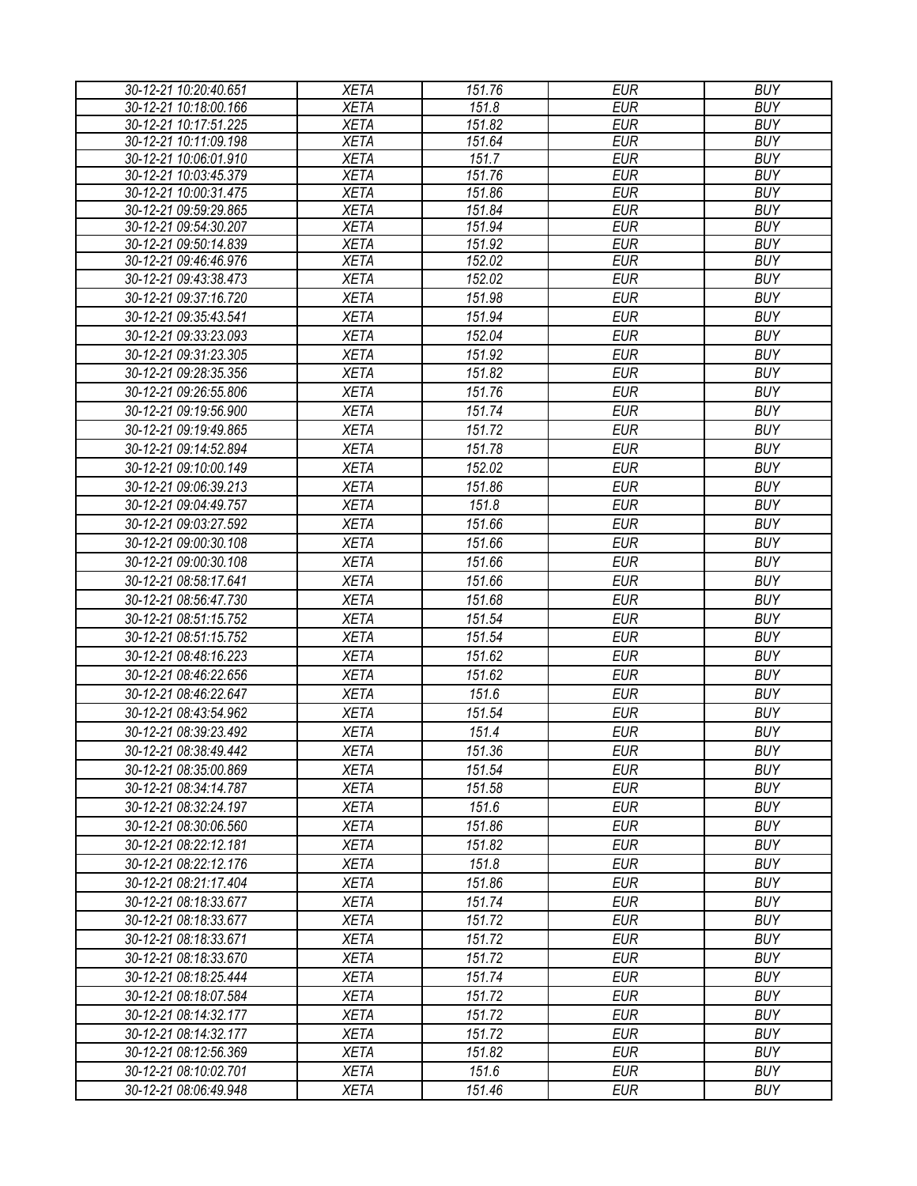| 30-12-21 10:20:40.651 | XETA | 151.76 | EUR | BUY |
|---|---|---|---|---|
| 30-12-21 10:18:00.166 | XETA | 151.8 | EUR | BUY |
| 30-12-21 10:17:51.225 | XETA | 151.82 | EUR | BUY |
| 30-12-21 10:11:09.198 | XETA | 151.64 | EUR | BUY |
| 30-12-21 10:06:01.910 | XETA | 151.7 | EUR | BUY |
| 30-12-21 10:03:45.379 | XETA | 151.76 | EUR | BUY |
| 30-12-21 10:00:31.475 | XETA | 151.86 | EUR | BUY |
| 30-12-21 09:59:29.865 | XETA | 151.84 | EUR | BUY |
| 30-12-21 09:54:30.207 | XETA | 151.94 | EUR | BUY |
| 30-12-21 09:50:14.839 | XETA | 151.92 | EUR | BUY |
| 30-12-21 09:46:46.976 | XETA | 152.02 | EUR | BUY |
| 30-12-21 09:43:38.473 | XETA | 152.02 | EUR | BUY |
| 30-12-21 09:37:16.720 | XETA | 151.98 | EUR | BUY |
| 30-12-21 09:35:43.541 | XETA | 151.94 | EUR | BUY |
| 30-12-21 09:33:23.093 | XETA | 152.04 | EUR | BUY |
| 30-12-21 09:31:23.305 | XETA | 151.92 | EUR | BUY |
| 30-12-21 09:28:35.356 | XETA | 151.82 | EUR | BUY |
| 30-12-21 09:26:55.806 | XETA | 151.76 | EUR | BUY |
| 30-12-21 09:19:56.900 | XETA | 151.74 | EUR | BUY |
| 30-12-21 09:19:49.865 | XETA | 151.72 | EUR | BUY |
| 30-12-21 09:14:52.894 | XETA | 151.78 | EUR | BUY |
| 30-12-21 09:10:00.149 | XETA | 152.02 | EUR | BUY |
| 30-12-21 09:06:39.213 | XETA | 151.86 | EUR | BUY |
| 30-12-21 09:04:49.757 | XETA | 151.8 | EUR | BUY |
| 30-12-21 09:03:27.592 | XETA | 151.66 | EUR | BUY |
| 30-12-21 09:00:30.108 | XETA | 151.66 | EUR | BUY |
| 30-12-21 09:00:30.108 | XETA | 151.66 | EUR | BUY |
| 30-12-21 08:58:17.641 | XETA | 151.66 | EUR | BUY |
| 30-12-21 08:56:47.730 | XETA | 151.68 | EUR | BUY |
| 30-12-21 08:51:15.752 | XETA | 151.54 | EUR | BUY |
| 30-12-21 08:51:15.752 | XETA | 151.54 | EUR | BUY |
| 30-12-21 08:48:16.223 | XETA | 151.62 | EUR | BUY |
| 30-12-21 08:46:22.656 | XETA | 151.62 | EUR | BUY |
| 30-12-21 08:46:22.647 | XETA | 151.6 | EUR | BUY |
| 30-12-21 08:43:54.962 | XETA | 151.54 | EUR | BUY |
| 30-12-21 08:39:23.492 | XETA | 151.4 | EUR | BUY |
| 30-12-21 08:38:49.442 | XETA | 151.36 | EUR | BUY |
| 30-12-21 08:35:00.869 | XETA | 151.54 | EUR | BUY |
| 30-12-21 08:34:14.787 | XETA | 151.58 | EUR | BUY |
| 30-12-21 08:32:24.197 | XETA | 151.6 | EUR | BUY |
| 30-12-21 08:30:06.560 | XETA | 151.86 | EUR | BUY |
| 30-12-21 08:22:12.181 | XETA | 151.82 | EUR | BUY |
| 30-12-21 08:22:12.176 | XETA | 151.8 | EUR | BUY |
| 30-12-21 08:21:17.404 | XETA | 151.86 | EUR | BUY |
| 30-12-21 08:18:33.677 | XETA | 151.74 | EUR | BUY |
| 30-12-21 08:18:33.677 | XETA | 151.72 | EUR | BUY |
| 30-12-21 08:18:33.671 | XETA | 151.72 | EUR | BUY |
| 30-12-21 08:18:33.670 | XETA | 151.72 | EUR | BUY |
| 30-12-21 08:18:25.444 | XETA | 151.74 | EUR | BUY |
| 30-12-21 08:18:07.584 | XETA | 151.72 | EUR | BUY |
| 30-12-21 08:14:32.177 | XETA | 151.72 | EUR | BUY |
| 30-12-21 08:14:32.177 | XETA | 151.72 | EUR | BUY |
| 30-12-21 08:12:56.369 | XETA | 151.82 | EUR | BUY |
| 30-12-21 08:10:02.701 | XETA | 151.6 | EUR | BUY |
| 30-12-21 08:06:49.948 | XETA | 151.46 | EUR | BUY |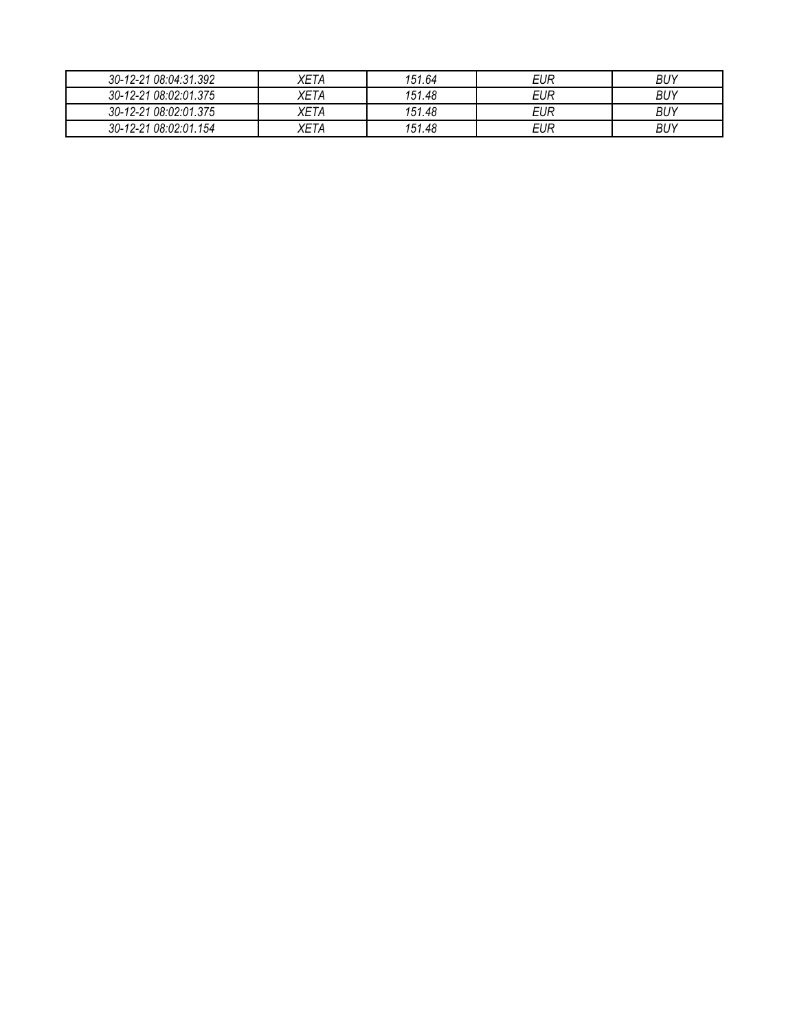| | | | | |
|---|---|---|---|---|
| *30-12-21 08:04:31.392* | *XETA* | *151.64* | *EUR* | *BUY* |
| *30-12-21 08:02:01.375* | *XETA* | *151.48* | *EUR* | *BUY* |
| *30-12-21 08:02:01.375* | *XETA* | *151.48* | *EUR* | *BUY* |
| *30-12-21 08:02:01.154* | *XETA* | *151.48* | *EUR* | *BUY* |